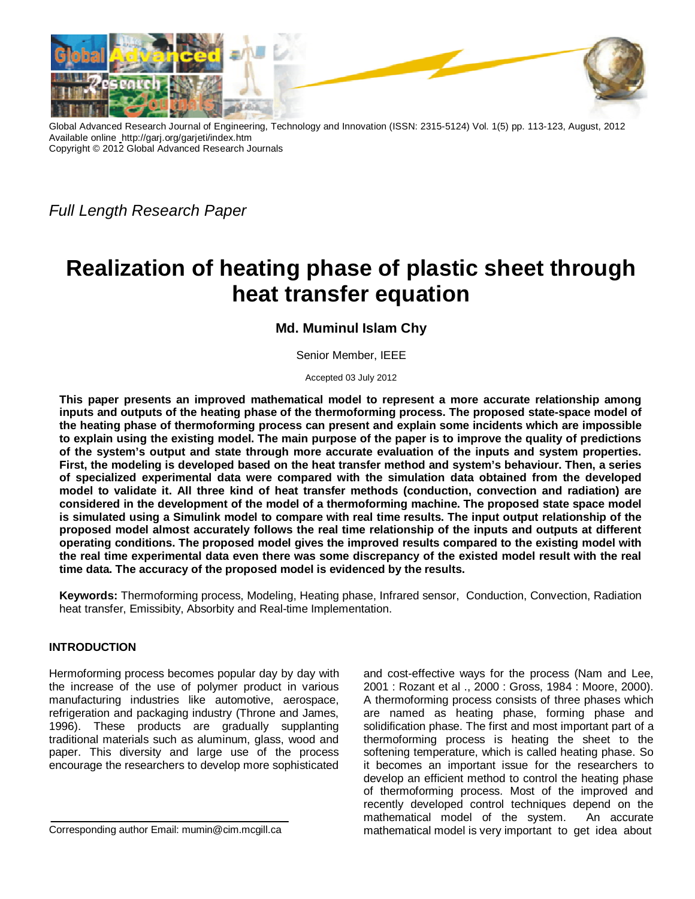Global Advanced Research Journal of Engineering, Technology and Innovation (ISSN: 2315-5124) Vol. 1(5) pp. 113-123, August, 2012
Available online http://garj.org/garjeti/index.htm
Copyright © 2012 Global Advanced Research Journals

*Full Length Research Paper*

# Realization of heating phase of plastic sheet through heat transfer equation

**Md. Muminul Islam Chy**

Senior Member, IEEE

Accepted 03 July 2012

**This paper presents an improved mathematical model to represent a more accurate relationship among inputs and outputs of the heating phase of the thermoforming process. The proposed state-space model of the heating phase of thermoforming process can present and explain some incidents which are impossible to explain using the existing model. The main purpose of the paper is to improve the quality of predictions of the system's output and state through more accurate evaluation of the inputs and system properties. First, the modeling is developed based on the heat transfer method and system's behaviour. Then, a series of specialized experimental data were compared with the simulation data obtained from the developed model to validate it. All three kind of heat transfer methods (conduction, convection and radiation) are considered in the development of the model of a thermoforming machine. The proposed state space model is simulated using a Simulink model to compare with real time results. The input output relationship of the proposed model almost accurately follows the real time relationship of the inputs and outputs at different operating conditions. The proposed model gives the improved results compared to the existing model with the real time experimental data even there was some discrepancy of the existed model result with the real time data. The accuracy of the proposed model is evidenced by the results.**

**Keywords:** Thermoforming process, Modeling, Heating phase, Infrared sensor, Conduction, Convection, Radiation heat transfer, Emissibity, Absorbity and Real-time Implementation.

## INTRODUCTION

Hermoforming process becomes popular day by day with the increase of the use of polymer product in various manufacturing industries like automotive, aerospace, refrigeration and packaging industry (Throne and James, 1996). These products are gradually supplanting traditional materials such as aluminum, glass, wood and paper. This diversity and large use of the process encourage the researchers to develop more sophisticated and cost-effective ways for the process (Nam and Lee, 2001 : Rozant et al ., 2000 : Gross, 1984 : Moore, 2000). A thermoforming process consists of three phases which are named as heating phase, forming phase and solidification phase. The first and most important part of a thermoforming process is heating the sheet to the softening temperature, which is called heating phase. So it becomes an important issue for the researchers to develop an efficient method to control the heating phase of thermoforming process. Most of the improved and recently developed control techniques depend on the mathematical model of the system. An accurate mathematical model is very important to get idea about

Corresponding author Email: mumin@cim.mcgill.ca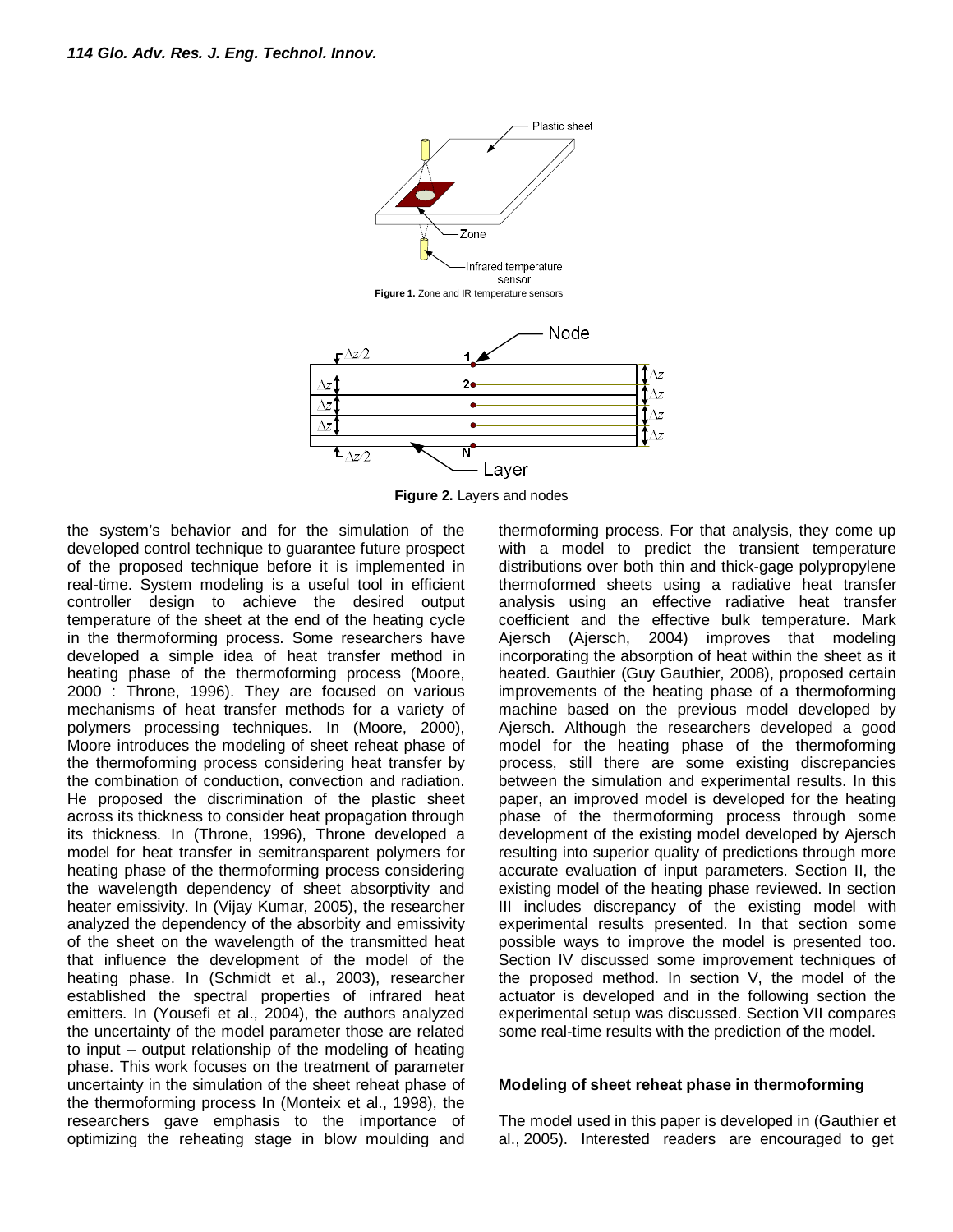Figure 1. Zone and IR temperature sensors

Figure 2. Layers and nodes

the system's behavior and for the simulation of the developed control technique to guarantee future prospect of the proposed technique before it is implemented in real-time. System modeling is a useful tool in efficient controller design to achieve the desired output temperature of the sheet at the end of the heating cycle in the thermoforming process. Some researchers have developed a simple idea of heat transfer method in heating phase of the thermoforming process (Moore, 2000 : Throne, 1996). They are focused on various mechanisms of heat transfer methods for a variety of polymers processing techniques. In (Moore, 2000), Moore introduces the modeling of sheet reheat phase of the thermoforming process considering heat transfer by the combination of conduction, convection and radiation. He proposed the discrimination of the plastic sheet across its thickness to consider heat propagation through its thickness. In (Throne, 1996), Throne developed a model for heat transfer in semitransparent polymers for heating phase of the thermoforming process considering the wavelength dependency of sheet absorptivity and heater emissivity. In (Vijay Kumar, 2005), the researcher analyzed the dependency of the absorbity and emissivity of the sheet on the wavelength of the transmitted heat that influence the development of the model of the heating phase. In (Schmidt et al., 2003), researcher established the spectral properties of infrared heat emitters. In (Yousefi et al., 2004), the authors analyzed the uncertainty of the model parameter those are related to input – output relationship of the modeling of heating phase. This work focuses on the treatment of parameter uncertainty in the simulation of the sheet reheat phase of the thermoforming process In (Monteix et al., 1998), the researchers gave emphasis to the importance of optimizing the reheating stage in blow moulding and thermoforming process. For that analysis, they come up with a model to predict the transient temperature distributions over both thin and thick-gage polypropylene thermoformed sheets using a radiative heat transfer analysis using an effective radiative heat transfer coefficient and the effective bulk temperature. Mark Ajersch (Ajersch, 2004) improves that modeling incorporating the absorption of heat within the sheet as it heated. Gauthier (Guy Gauthier, 2008), proposed certain improvements of the heating phase of a thermoforming machine based on the previous model developed by Ajersch. Although the researchers developed a good model for the heating phase of the thermoforming process, still there are some existing discrepancies between the simulation and experimental results. In this paper, an improved model is developed for the heating phase of the thermoforming process through some development of the existing model developed by Ajersch resulting into superior quality of predictions through more accurate evaluation of input parameters. Section II, the existing model of the heating phase reviewed. In section III includes discrepancy of the existing model with experimental results presented. In that section some possible ways to improve the model is presented too. Section IV discussed some improvement techniques of the proposed method. In section V, the model of the actuator is developed and in the following section the experimental setup was discussed. Section VII compares some real-time results with the prediction of the model.

## Modeling of sheet reheat phase in thermoforming

The model used in this paper is developed in (Gauthier et al., 2005). Interested readers are encouraged to get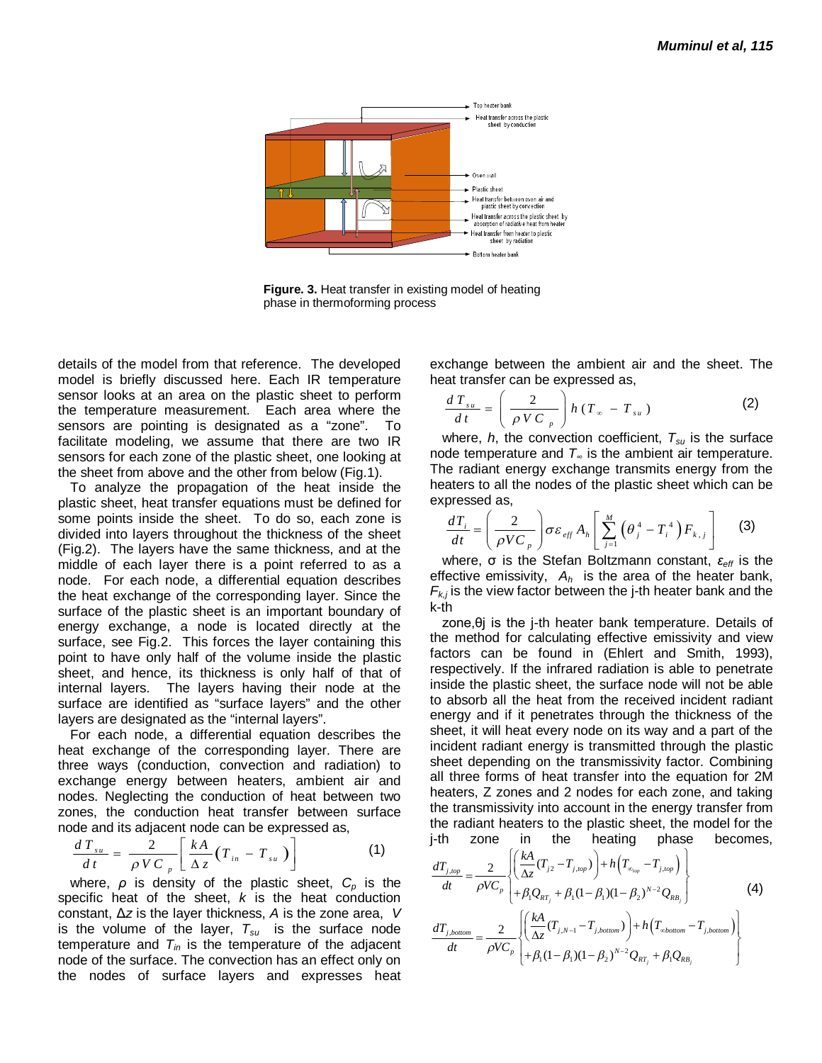**Figure. 3.** Heat transfer in existing model of heating phase in thermoforming process

details of the model from that reference. The developed model is briefly discussed here. Each IR temperature sensor looks at an area on the plastic sheet to perform the temperature measurement. Each area where the sensors are pointing is designated as a "zone". To facilitate modeling, we assume that there are two IR sensors for each zone of the plastic sheet, one looking at the sheet from above and the other from below (Fig.1).

To analyze the propagation of the heat inside the plastic sheet, heat transfer equations must be defined for some points inside the sheet. To do so, each zone is divided into layers throughout the thickness of the sheet (Fig.2). The layers have the same thickness, and at the middle of each layer there is a point referred to as a node. For each node, a differential equation describes the heat exchange of the corresponding layer. Since the surface of the plastic sheet is an important boundary of energy exchange, a node is located directly at the surface, see Fig.2. This forces the layer containing this point to have only half of the volume inside the plastic sheet, and hence, its thickness is only half of that of internal layers. The layers having their node at the surface are identified as "surface layers" and the other layers are designated as the "internal layers".

For each node, a differential equation describes the heat exchange of the corresponding layer. There are three ways (conduction, convection and radiation) to exchange energy between heaters, ambient air and nodes. Neglecting the conduction of heat between two zones, the conduction heat transfer between surface node and its adjacent node can be expressed as,

$$\frac{dT_{su}}{dt} = \frac{2}{\rho V C_p}\left[\frac{kA}{\Delta z}\left(T_{in} - T_{su}\right)\right] \tag{1}$$

where, $\rho$ is density of the plastic sheet, $C_p$ is the specific heat of the sheet, $k$ is the heat conduction constant, $\Delta z$ is the layer thickness, $A$ is the zone area, $V$ is the volume of the layer, $T_{su}$ is the surface node temperature and $T_{in}$ is the temperature of the adjacent node of the surface. The convection has an effect only on the nodes of surface layers and expresses heat exchange between the ambient air and the sheet. The heat transfer can be expressed as,

$$\frac{dT_{su}}{dt} = \left(\frac{2}{\rho V C_p}\right) h\left(T_{\infty} - T_{su}\right) \tag{2}$$

where, $h$, the convection coefficient, $T_{su}$ is the surface node temperature and $T_{\infty}$ is the ambient air temperature. The radiant energy exchange transmits energy from the heaters to all the nodes of the plastic sheet which can be expressed as,

$$\frac{dT_i}{dt} = \left(\frac{2}{\rho V C_p}\right)\sigma \varepsilon_{eff} A_h\left[\sum_{j=1}^{M}\left(\theta_j^4 - T_i^4\right)F_{k,j}\right] \tag{3}$$

where, σ is the Stefan Boltzmann constant, $\varepsilon_{eff}$ is the effective emissivity, $A_h$ is the area of the heater bank, $F_{k,j}$ is the view factor between the j-th heater bank and the k-th

zone,$\theta_j$ is the j-th heater bank temperature. Details of the method for calculating effective emissivity and view factors can be found in (Ehlert and Smith, 1993), respectively. If the infrared radiation is able to penetrate inside the plastic sheet, the surface node will not be able to absorb all the heat from the received incident radiant energy and if it penetrates through the thickness of the sheet, it will heat every node on its way and a part of the incident radiant energy is transmitted through the plastic sheet depending on the transmissivity factor. Combining all three forms of heat transfer into the equation for 2M heaters, Z zones and 2 nodes for each zone, and taking the transmissivity into account in the energy transfer from the radiant heaters to the plastic sheet, the model for the j-th zone in the heating phase becomes,

$$\begin{aligned}
\frac{dT_{j,top}}{dt} &= \frac{2}{\rho V C_p}\left\{\begin{aligned}&\left(\frac{kA}{\Delta z}(T_{j2} - T_{j,top})\right) + h\left(T_{\infty_{top}} - T_{j,top}\right)\\ &+ \beta_1 Q_{RT_j} + \beta_1(1-\beta_1)(1-\beta_2)^{N-2}Q_{RB_j}\end{aligned}\right\}\\
\frac{dT_{j,bottom}}{dt} &= \frac{2}{\rho V C_p}\left\{\begin{aligned}&\left(\frac{kA}{\Delta z}(T_{j,N-1} - T_{j,bottom})\right) + h\left(T_{\infty bottom} - T_{j,bottom}\right)\\ &+ \beta_1(1-\beta_1)(1-\beta_2)^{N-2}Q_{RT_j} + \beta_1 Q_{RB_j}\end{aligned}\right\}
\end{aligned} \tag{4}$$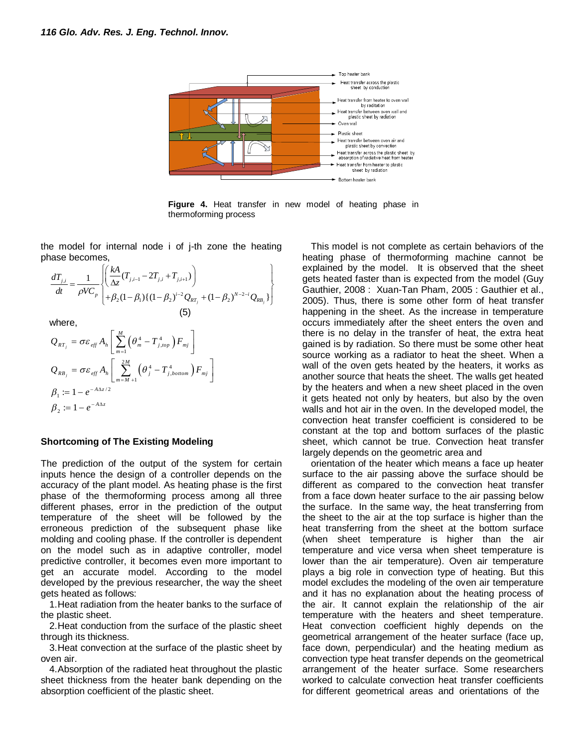Top heater bank

Heat transfer across the plastic sheet by conduction

Heat transfer from heater to oven wall by raditation

Heat transfer between oven wall and plastic sheet by radiation

Oven wall

Plastic sheet

Heat transfer between oven air and plastic sheet by convection

Heat transfer across the plastic sheet by absorption of radiative heat from heater

Heat transfer from heater to plastic sheet by radiation

Bottom heater bank

**Figure 4.** Heat transfer in new model of heating phase in thermoforming process

the model for internal node i of j-th zone the heating phase becomes,

$$\frac{dT_{j,i}}{dt} = \frac{1}{\rho V C_p}\left\{\begin{aligned}&\left(\frac{kA}{\Delta z}(T_{j,i-1} - 2T_{j,i} + T_{j,i+1})\right) \\ &+\beta_2(1-\beta_1)\{(1-\beta_2)^{i-2}Q_{RT_j} + (1-\beta_2)^{N-2-i}Q_{RB_j}\}\end{aligned}\right\} \tag{5}$$

where,

$$Q_{RT_j} = \sigma\varepsilon_{eff} A_h \left[\sum_{m=1}^{M}\left(\theta_m^4 - T_{j,top}^4\right)F_{mj}\right]$$

$$Q_{RB_j} = \sigma\varepsilon_{eff} A_h \left[\sum_{m=M+1}^{2M}\left(\theta_j^4 - T_{j,bottom}^4\right)F_{mj}\right]$$

$$\beta_1 := 1 - e^{-A\Delta z/2}$$

$$\beta_2 := 1 - e^{-A\Delta z}$$

### Shortcoming of The Existing Modeling

The prediction of the output of the system for certain inputs hence the design of a controller depends on the accuracy of the plant model. As heating phase is the first phase of the thermoforming process among all three different phases, error in the prediction of the output temperature of the sheet will be followed by the erroneous prediction of the subsequent phase like molding and cooling phase. If the controller is dependent on the model such as in adaptive controller, model predictive controller, it becomes even more important to get an accurate model. According to the model developed by the previous researcher, the way the sheet gets heated as follows:

1. Heat radiation from the heater banks to the surface of the plastic sheet.
2. Heat conduction from the surface of the plastic sheet through its thickness.
3. Heat convection at the surface of the plastic sheet by oven air.
4. Absorption of the radiated heat throughout the plastic sheet thickness from the heater bank depending on the absorption coefficient of the plastic sheet.

This model is not complete as certain behaviors of the heating phase of thermoforming machine cannot be explained by the model. It is observed that the sheet gets heated faster than is expected from the model (Guy Gauthier, 2008 : Xuan-Tan Pham, 2005 : Gauthier et al., 2005). Thus, there is some other form of heat transfer happening in the sheet. As the increase in temperature occurs immediately after the sheet enters the oven and there is no delay in the transfer of heat, the extra heat gained is by radiation. So there must be some other heat source working as a radiator to heat the sheet. When a wall of the oven gets heated by the heaters, it works as another source that heats the sheet. The walls get heated by the heaters and when a new sheet placed in the oven it gets heated not only by heaters, but also by the oven walls and hot air in the oven. In the developed model, the convection heat transfer coefficient is considered to be constant at the top and bottom surfaces of the plastic sheet, which cannot be true. Convection heat transfer largely depends on the geometric area and orientation of the heater which means a face up heater surface to the air passing above the surface should be different as compared to the convection heat transfer from a face down heater surface to the air passing below the surface. In the same way, the heat transferring from the sheet to the air at the top surface is higher than the heat transferring from the sheet at the bottom surface (when sheet temperature is higher than the air temperature and vice versa when sheet temperature is lower than the air temperature). Oven air temperature plays a big role in convection type of heating. But this model excludes the modeling of the oven air temperature and it has no explanation about the heating process of the air. It cannot explain the relationship of the air temperature with the heaters and sheet temperature. Heat convection coefficient highly depends on the geometrical arrangement of the heater surface (face up, face down, perpendicular) and the heating medium as convection type heat transfer depends on the geometrical arrangement of the heater surface. Some researchers worked to calculate convection heat transfer coefficients for different geometrical areas and orientations of the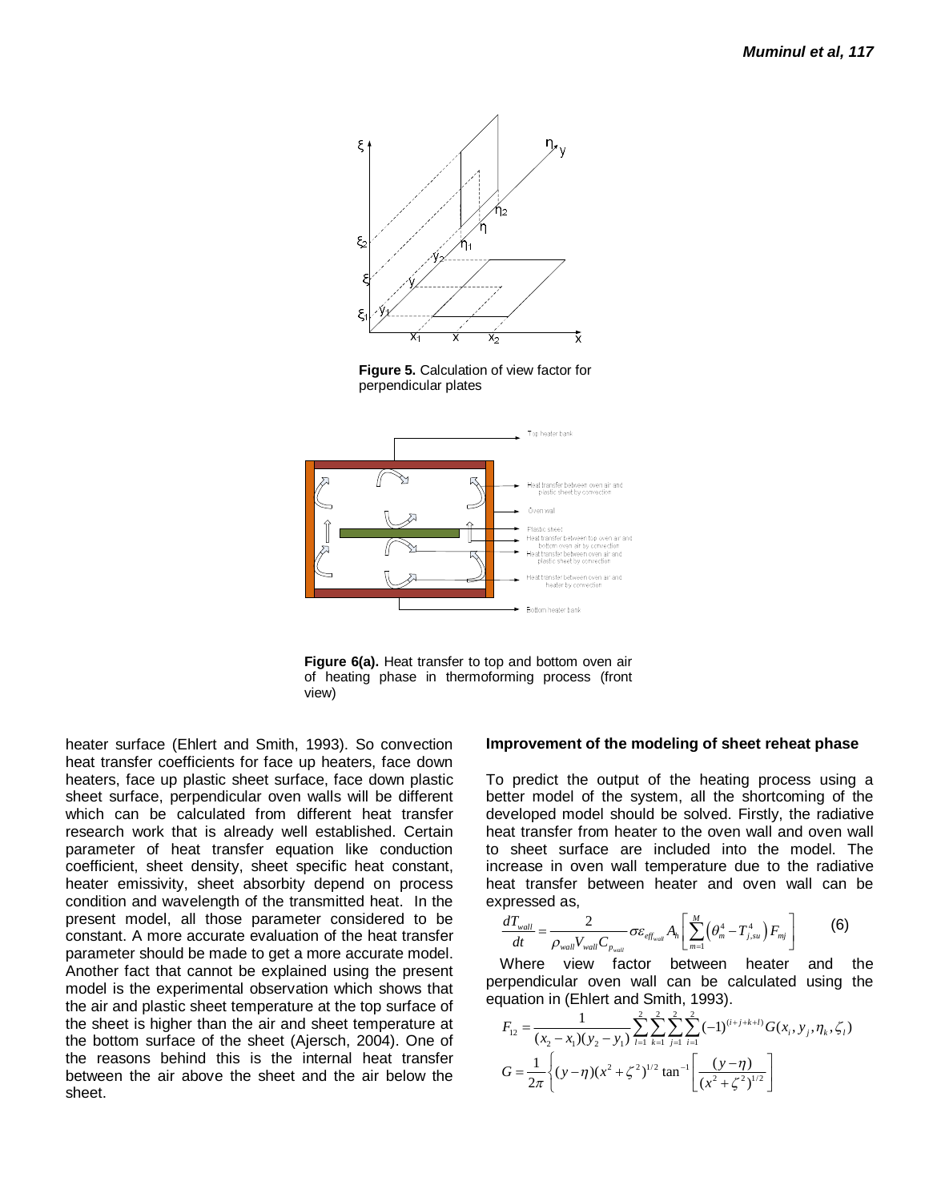**Figure 5.** Calculation of view factor for perpendicular plates

**Figure 6(a).** Heat transfer to top and bottom oven air of heating phase in thermoforming process (front view)

heater surface (Ehlert and Smith, 1993). So convection heat transfer coefficients for face up heaters, face down heaters, face up plastic sheet surface, face down plastic sheet surface, perpendicular oven walls will be different which can be calculated from different heat transfer research work that is already well established. Certain parameter of heat transfer equation like conduction coefficient, sheet density, sheet specific heat constant, heater emissivity, sheet absorbity depend on process condition and wavelength of the transmitted heat. In the present model, all those parameter considered to be constant. A more accurate evaluation of the heat transfer parameter should be made to get a more accurate model. Another fact that cannot be explained using the present model is the experimental observation which shows that the air and plastic sheet temperature at the top surface of the sheet is higher than the air and sheet temperature at the bottom surface of the sheet (Ajersch, 2004). One of the reasons behind this is the internal heat transfer between the air above the sheet and the air below the sheet.

### Improvement of the modeling of sheet reheat phase

To predict the output of the heating process using a better model of the system, all the shortcoming of the developed model should be solved. Firstly, the radiative heat transfer from heater to the oven wall and oven wall to sheet surface are included into the model. The increase in oven wall temperature due to the radiative heat transfer between heater and oven wall can be expressed as,

$$\frac{dT_{wall}}{dt} = \frac{2}{\rho_{wall} V_{wall} C_{p_{wall}}} \sigma \varepsilon_{eff_{wall}} A_h \left[ \sum_{m=1}^{M} \left( \theta_m^4 - T_{j,su}^4 \right) F_{mj} \right] \tag{6}$$

Where view factor between heater and the perpendicular oven wall can be calculated using the equation in (Ehlert and Smith, 1993).

$$F_{12} = \frac{1}{(x_2 - x_1)(y_2 - y_1)} \sum_{l=1}^{2} \sum_{k=1}^{2} \sum_{j=1}^{2} \sum_{i=1}^{2} (-1)^{(i+j+k+l)} G(x_i, y_j, \eta_k, \zeta_l)$$

$$G = \frac{1}{2\pi} \left\{ (y - \eta)(x^2 + \zeta^2)^{1/2} \tan^{-1} \left[ \frac{(y - \eta)}{(x^2 + \zeta^2)^{1/2}} \right] \right.$$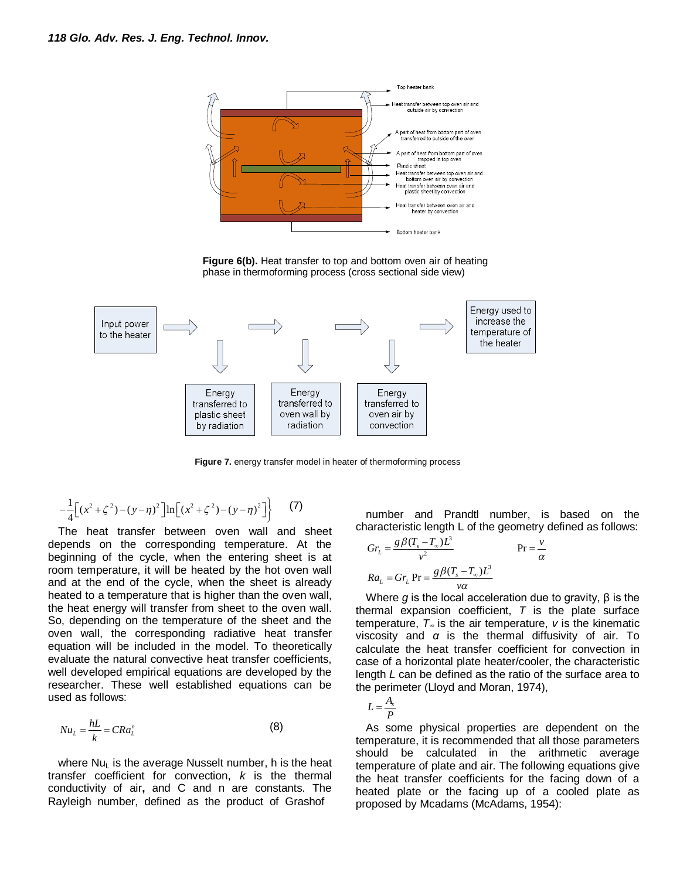Figure 6(b). Heat transfer to top and bottom oven air of heating phase in thermoforming process (cross sectional side view)

**Figure 7.** energy transfer model in heater of thermoforming process

$$-\frac{1}{4}\left[(x^2+\zeta^2)-(y-\eta)^2\right]\ln\left[(x^2+\zeta^2)-(y-\eta)^2\right]\Bigg\} \qquad (7)$$

The heat transfer between oven wall and sheet depends on the corresponding temperature. At the beginning of the cycle, when the entering sheet is at room temperature, it will be heated by the hot oven wall and at the end of the cycle, when the sheet is already heated to a temperature that is higher than the oven wall, the heat energy will transfer from sheet to the oven wall. So, depending on the temperature of the sheet and the oven wall, the corresponding radiative heat transfer equation will be included in the model. To theoretically evaluate the natural convective heat transfer coefficients, well developed empirical equations are developed by the researcher. These well established equations can be used as follows:

$$Nu_L = \frac{hL}{k} = CRa_L^n \qquad (8)$$

where $Nu_L$ is the average Nusselt number, h is the heat transfer coefficient for convection, $k$ is the thermal conductivity of air**,** and C and n are constants. The Rayleigh number, defined as the product of Grashof number and Prandtl number, is based on the characteristic length L of the geometry defined as follows:

$$Gr_L = \frac{g\beta(T_s - T_\infty)L^3}{v^2} \qquad \Pr = \frac{v}{\alpha}$$

$$Ra_L = Gr_L \Pr = \frac{g\beta(T_s - T_\infty)L^3}{v\alpha}$$

Where $g$ is the local acceleration due to gravity, β is the thermal expansion coefficient, $T$ is the plate surface temperature, $T_\infty$ is the air temperature, $v$ is the kinematic viscosity and $\alpha$ is the thermal diffusivity of air. To calculate the heat transfer coefficient for convection in case of a horizontal plate heater/cooler, the characteristic length $L$ can be defined as the ratio of the surface area to the perimeter (Lloyd and Moran, 1974),

$$L = \frac{A_s}{P}$$

As some physical properties are dependent on the temperature, it is recommended that all those parameters should be calculated in the arithmetic average temperature of plate and air. The following equations give the heat transfer coefficients for the facing down of a heated plate or the facing up of a cooled plate as proposed by Mcadams (McAdams, 1954):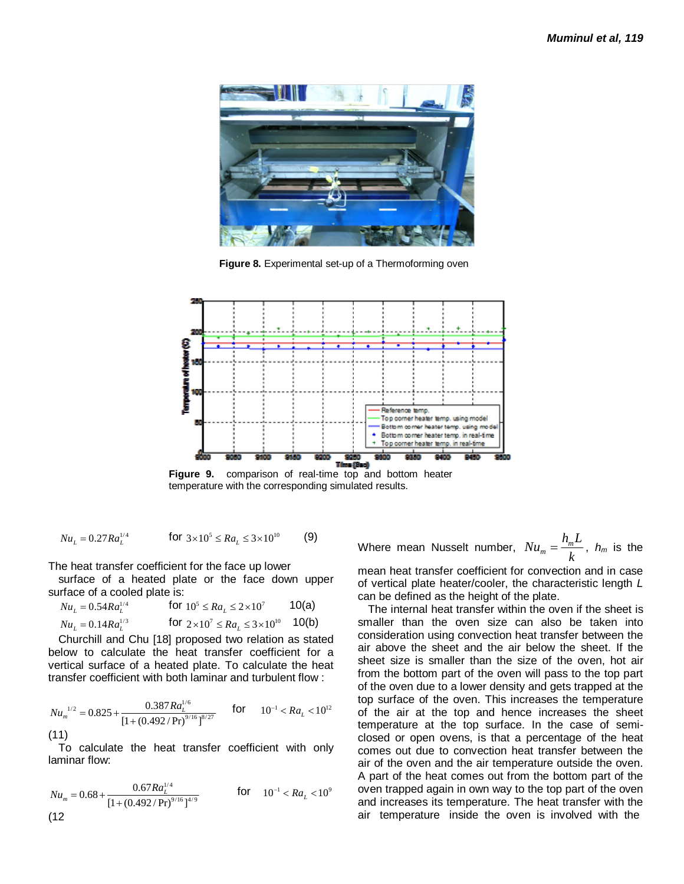**Figure 8.** Experimental set-up of a Thermoforming oven

**Figure 9.** comparison of real-time top and bottom heater temperature with the corresponding simulated results.

$$Nu_L = 0.27Ra_L^{1/4} \qquad \text{for } 3\times10^5 \le Ra_L \le 3\times10^{10} \qquad (9)$$

The heat transfer coefficient for the face up lower surface of a heated plate or the face down upper surface of a cooled plate is:

$$Nu_L = 0.54Ra_L^{1/4} \qquad \text{for } 10^5 \le Ra_L \le 2\times10^7 \qquad 10(a)$$

$$Nu_L = 0.14Ra_L^{1/3} \qquad \text{for } 2\times10^7 \le Ra_L \le 3\times10^{10} \qquad 10(b)$$

Churchill and Chu [18] proposed two relation as stated below to calculate the heat transfer coefficient for a vertical surface of a heated plate. To calculate the heat transfer coefficient with both laminar and turbulent flow :

$$Nu_m^{1/2} = 0.825 + \frac{0.387Ra_L^{1/6}}{[1+(0.492/\Pr)^{9/16}]^{8/27}} \qquad \text{for} \quad 10^{-1} < Ra_L < 10^{12}$$

(11)

To calculate the heat transfer coefficient with only laminar flow:

$$Nu_m = 0.68 + \frac{0.67Ra_L^{1/4}}{[1+(0.492/\Pr)^{9/16}]^{4/9}} \qquad \text{for} \quad 10^{-1} < Ra_L < 10^{9}$$

(12

Where mean Nusselt number, $Nu_m = \frac{h_m L}{k}$, $h_m$ is the mean heat transfer coefficient for convection and in case of vertical plate heater/cooler, the characteristic length $L$ can be defined as the height of the plate.

The internal heat transfer within the oven if the sheet is smaller than the oven size can also be taken into consideration using convection heat transfer between the air above the sheet and the air below the sheet. If the sheet size is smaller than the size of the oven, hot air from the bottom part of the oven will pass to the top part of the oven due to a lower density and gets trapped at the top surface of the oven. This increases the temperature of the air at the top and hence the sheet temperature at the top surface. In the case of semi-closed or open ovens, is that a percentage of the heat comes out due to convection heat transfer between the air of the oven and the air temperature outside the oven. A part of the heat comes out from the bottom part of the oven trapped again in own way to the top part of the oven and increases its temperature. The heat transfer with the air temperature inside the oven is involved with the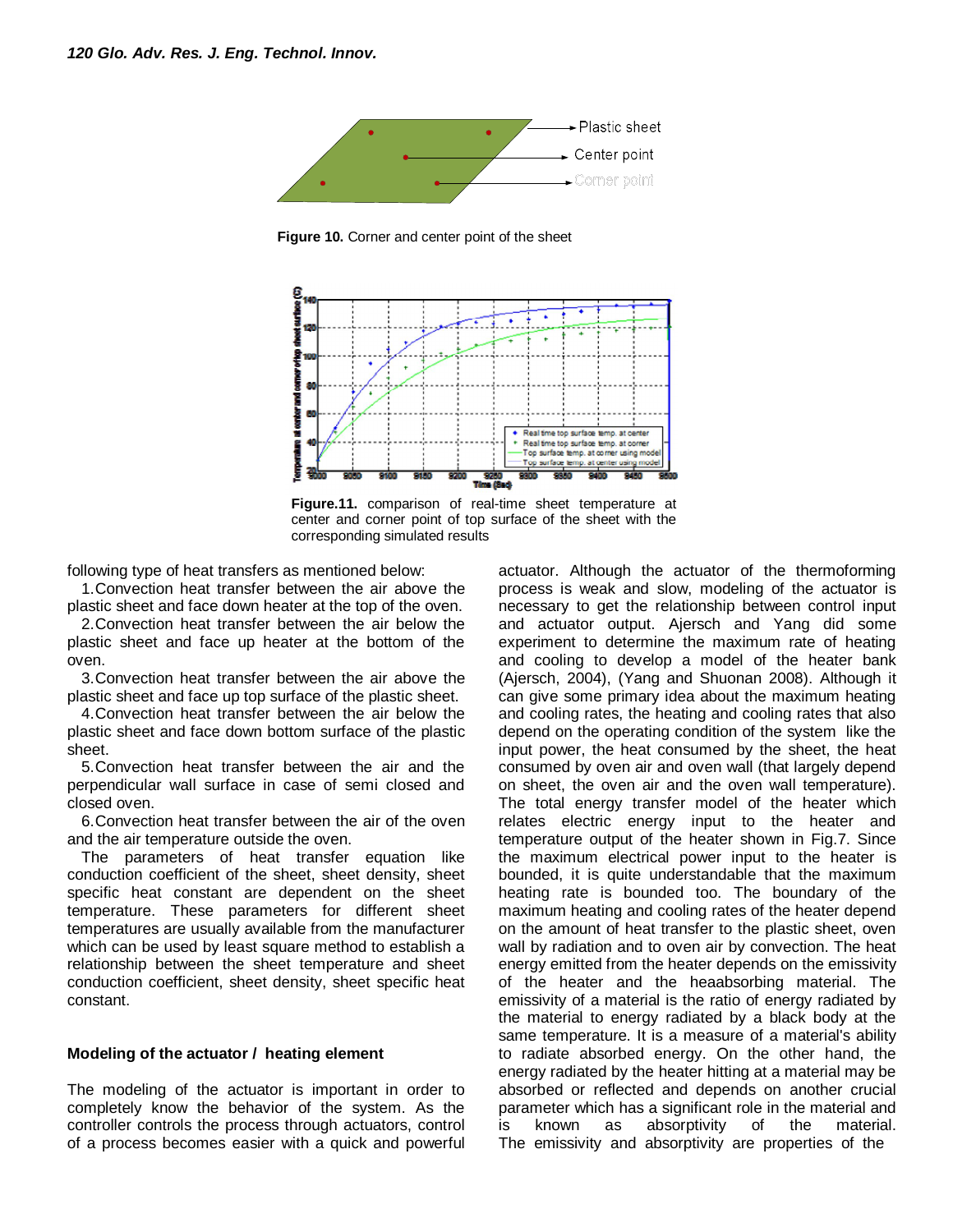Figure 10. Corner and center point of the sheet

**Figure.11.** comparison of real-time sheet temperature at center and corner point of top surface of the sheet with the corresponding simulated results

following type of heat transfers as mentioned below:

1. Convection heat transfer between the air above the plastic sheet and face down heater at the top of the oven.
2. Convection heat transfer between the air below the plastic sheet and face up heater at the bottom of the oven.
3. Convection heat transfer between the air above the plastic sheet and face up top surface of the plastic sheet.
4. Convection heat transfer between the air below the plastic sheet and face down bottom surface of the plastic sheet.
5. Convection heat transfer between the air and the perpendicular wall surface in case of semi closed and closed oven.
6. Convection heat transfer between the air of the oven and the air temperature outside the oven.

The parameters of heat transfer equation like conduction coefficient of the sheet, sheet density, sheet specific heat constant are dependent on the sheet temperature. These parameters for different sheet temperatures are usually available from the manufacturer which can be used by least square method to establish a relationship between the sheet temperature and sheet conduction coefficient, sheet density, sheet specific heat constant.

### Modeling of the actuator / heating element

The modeling of the actuator is important in order to completely know the behavior of the system. As the controller controls the process through actuators, control of a process becomes easier with a quick and powerful actuator. Although the actuator of the thermoforming process is weak and slow, modeling of the actuator is necessary to get the relationship between control input and actuator output. Ajersch and Yang did some experiment to determine the maximum rate of heating and cooling to develop a model of the heater bank (Ajersch, 2004), (Yang and Shuonan 2008). Although it can give some primary idea about the maximum heating and cooling rates, the heating and cooling rates that also depend on the operating condition of the system like the input power, the heat consumed by the sheet, the heat consumed by oven air and oven wall (that largely depend on sheet, the oven air and the oven wall temperature). The total energy transfer model of the heater which relates electric energy input to the heater and temperature output of the heater shown in Fig.7. Since the maximum electrical power input to the heater is bounded, it is quite understandable that the maximum heating rate is bounded too. The boundary of the maximum heating and cooling rates of the heater depend on the amount of heat transfer to the plastic sheet, oven wall by radiation and to oven air by convection. The heat energy emitted from the heater depends on the emissivity of the heater and the heaabsorbing material. The emissivity of a material is the ratio of energy radiated by the material to energy radiated by a black body at the same temperature. It is a measure of a material's ability to radiate absorbed energy. On the other hand, the energy radiated by the heater hitting at a material may be absorbed or reflected and depends on another crucial parameter which has a significant role in the material and is known as absorptivity of the material. The emissivity and absorptivity are properties of the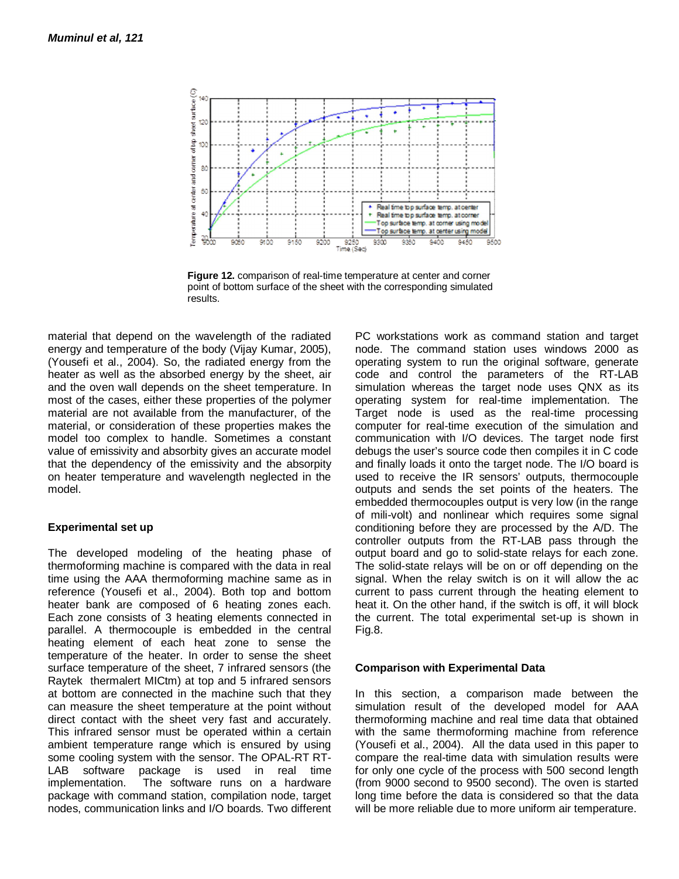**Figure 12.** comparison of real-time temperature at center and corner point of bottom surface of the sheet with the corresponding simulated results.

material that depend on the wavelength of the radiated energy and temperature of the body (Vijay Kumar, 2005), (Yousefi et al., 2004). So, the radiated energy from the heater as well as the absorbed energy by the sheet, air and the oven wall depends on the sheet temperature. In most of the cases, either these properties of the polymer material are not available from the manufacturer, of the material, or consideration of these properties makes the model too complex to handle. Sometimes a constant value of emissivity and absorbity gives an accurate model that the dependency of the emissivity and the absorpity on heater temperature and wavelength neglected in the model.

### Experimental set up

The developed modeling of the heating phase of thermoforming machine is compared with the data in real time using the AAA thermoforming machine same as in reference (Yousefi et al., 2004). Both top and bottom heater bank are composed of 6 heating zones each. Each zone consists of 3 heating elements connected in parallel. A thermocouple is embedded in the central heating element of each heat zone to sense the temperature of the heater. In order to sense the sheet surface temperature of the sheet, 7 infrared sensors (the Raytek thermalert MICtm) at top and 5 infrared sensors at bottom are connected in the machine such that they can measure the sheet temperature at the point without direct contact with the sheet very fast and accurately. This infrared sensor must be operated within a certain ambient temperature range which is ensured by using some cooling system with the sensor. The OPAL-RT RT-LAB software package is used in real time implementation. The software runs on a hardware package with command station, compilation node, target nodes, communication links and I/O boards. Two different PC workstations work as command station and target node. The command station uses windows 2000 as operating system to run the original software, generate code and control the parameters of the RT-LAB simulation whereas the target node uses QNX as its operating system for real-time implementation. The Target node is used as the real-time processing computer for real-time execution of the simulation and communication with I/O devices. The target node first debugs the user's source code then compiles it in C code and finally loads it onto the target node. The I/O board is used to receive the IR sensors' outputs, thermocouple outputs and sends the set points of the heaters. The embedded thermocouples output is very low (in the range of mili-volt) and nonlinear which requires some signal conditioning before they are processed by the A/D. The controller outputs from the RT-LAB pass through the output board and go to solid-state relays for each zone. The solid-state relays will be on or off depending on the signal. When the relay switch is on it will allow the ac current to pass current through the heating element to heat it. On the other hand, if the switch is off, it will block the current. The total experimental set-up is shown in Fig.8.

### Comparison with Experimental Data

In this section, a comparison made between the simulation result of the developed model for AAA thermoforming machine and real time data that obtained with the same thermoforming machine from reference (Yousefi et al., 2004). All the data used in this paper to compare the real-time data with simulation results were for only one cycle of the process with 500 second length (from 9000 second to 9500 second). The oven is started long time before the data is considered so that the data will be more reliable due to more uniform air temperature.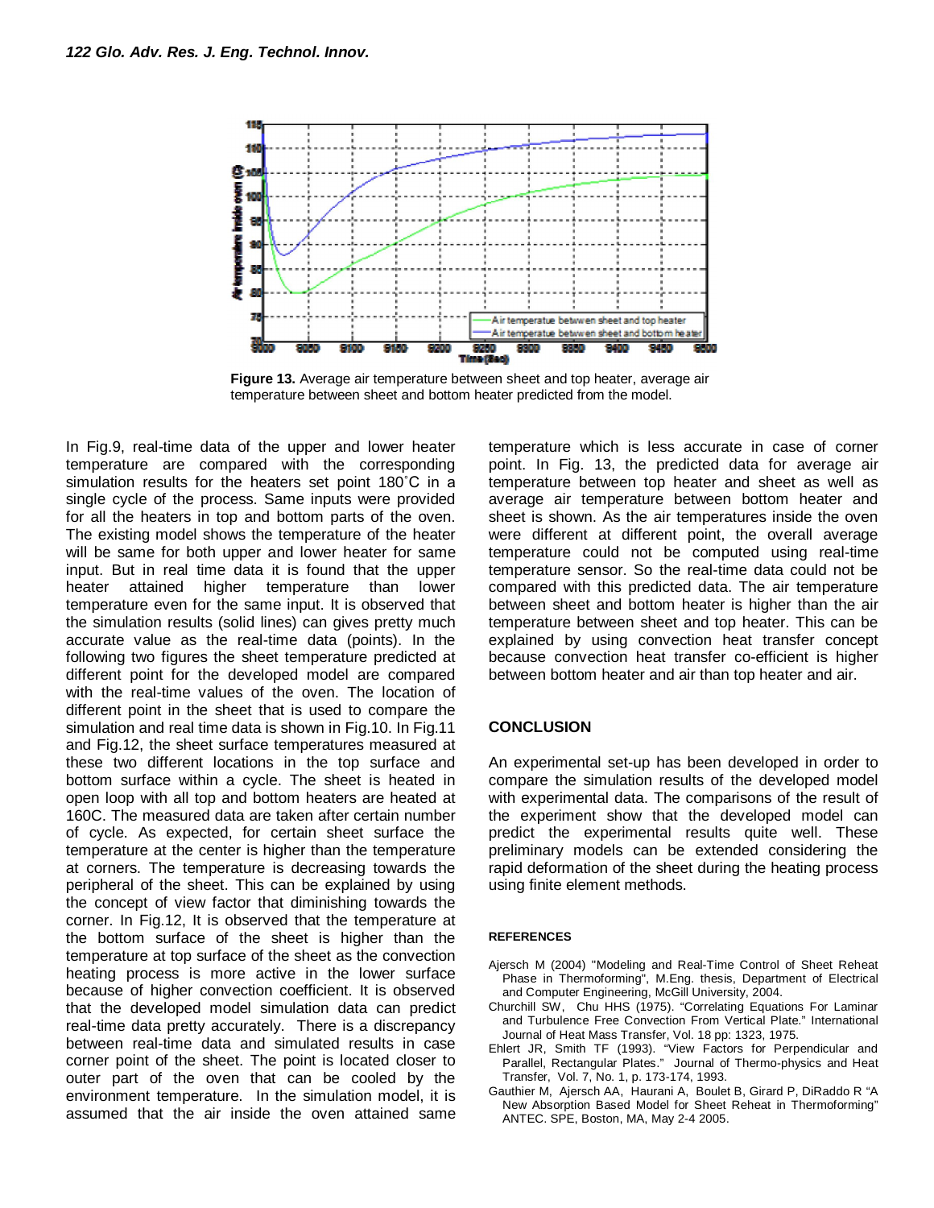**Figure 13.** Average air temperature between sheet and top heater, average air temperature between sheet and bottom heater predicted from the model.

In Fig.9, real-time data of the upper and lower heater temperature are compared with the corresponding simulation results for the heaters set point 180˚C in a single cycle of the process. Same inputs were provided for all the heaters in top and bottom parts of the oven. The existing model shows the temperature of the heater will be same for both upper and lower heater for same input. But in real time data it is found that the upper heater attained higher temperature than lower temperature even for the same input. It is observed that the simulation results (solid lines) can gives pretty much accurate value as the real-time data (points). In the following two figures the sheet temperature predicted at different point for the developed model are compared with the real-time values of the oven. The location of different point in the sheet that is used to compare the simulation and real time data is shown in Fig.10. In Fig.11 and Fig.12, the sheet surface temperatures measured at these two different locations in the top surface and bottom surface within a cycle. The sheet is heated in open loop with all top and bottom heaters are heated at 160C. The measured data are taken after certain number of cycle. As expected, for certain sheet surface the temperature at the center is higher than the temperature at corners. The temperature is decreasing towards the peripheral of the sheet. This can be explained by using the concept of view factor that diminishing towards the corner. In Fig.12, It is observed that the temperature at the bottom surface of the sheet is higher than the temperature at top surface of the sheet as the convection heating process is more active in the lower surface because of higher convection coefficient. It is observed that the developed model simulation data can predict real-time data pretty accurately. There is a discrepancy between real-time data and simulated results in case corner point of the sheet. The point is located closer to outer part of the oven that can be cooled by the environment temperature. In the simulation model, it is assumed that the air inside the oven attained same temperature which is less accurate in case of corner point. In Fig. 13, the predicted data for average air temperature between top heater and sheet as well as average air temperature between bottom heater and sheet is shown. As the air temperatures inside the oven were different at different point, the overall average temperature could not be computed using real-time temperature sensor. So the real-time data could not be compared with this predicted data. The air temperature between sheet and bottom heater is higher than the air temperature between sheet and top heater. This can be explained by using convection heat transfer concept because convection heat transfer co-efficient is higher between bottom heater and air than top heater and air.

## CONCLUSION

An experimental set-up has been developed in order to compare the simulation results of the developed model with experimental data. The comparisons of the result of the experiment show that the developed model can predict the experimental results quite well. These preliminary models can be extended considering the rapid deformation of the sheet during the heating process using finite element methods.

### REFERENCES

Ajersch M (2004) "Modeling and Real-Time Control of Sheet Reheat Phase in Thermoforming", M.Eng. thesis, Department of Electrical and Computer Engineering, McGill University, 2004.

Churchill SW, Chu HHS (1975). "Correlating Equations For Laminar and Turbulence Free Convection From Vertical Plate." International Journal of Heat Mass Transfer, Vol. 18 pp: 1323, 1975.

Ehlert JR, Smith TF (1993). "View Factors for Perpendicular and Parallel, Rectangular Plates." Journal of Thermo-physics and Heat Transfer, Vol. 7, No. 1, p. 173-174, 1993.

Gauthier M, Ajersch AA, Haurani A, Boulet B, Girard P, DiRaddo R "A New Absorption Based Model for Sheet Reheat in Thermoforming" ANTEC. SPE, Boston, MA, May 2-4 2005.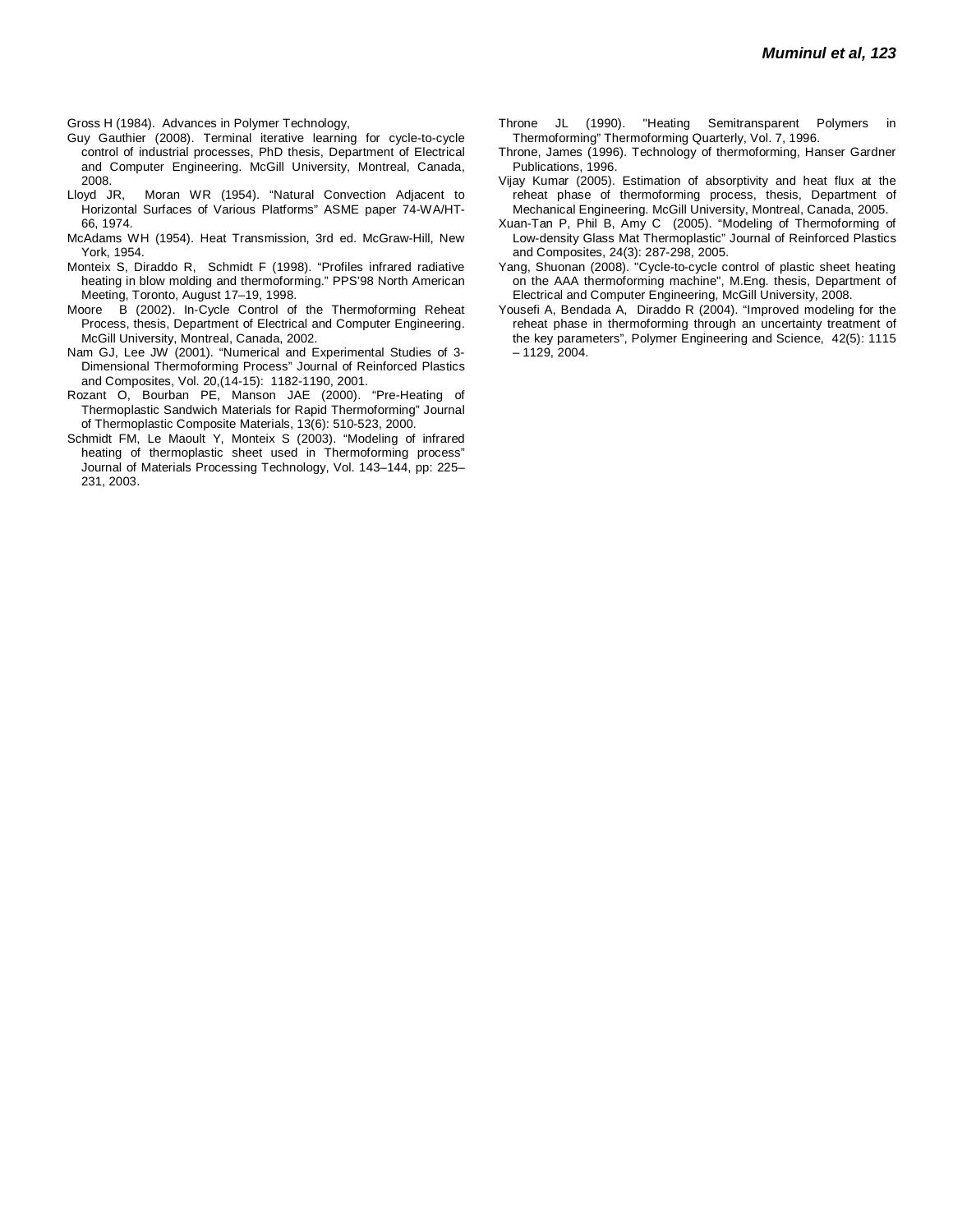Gross H (1984). Advances in Polymer Technology,

Guy Gauthier (2008). Terminal iterative learning for cycle-to-cycle control of industrial processes, PhD thesis, Department of Electrical and Computer Engineering. McGill University, Montreal, Canada, 2008.

Lloyd JR, Moran WR (1954). "Natural Convection Adjacent to Horizontal Surfaces of Various Platforms" ASME paper 74-WA/HT-66, 1974.

McAdams WH (1954). Heat Transmission, 3rd ed. McGraw-Hill, New York, 1954.

Monteix S, Diraddo R, Schmidt F (1998). "Profiles infrared radiative heating in blow molding and thermoforming." PPS'98 North American Meeting, Toronto, August 17–19, 1998.

Moore B (2002). In-Cycle Control of the Thermoforming Reheat Process, thesis, Department of Electrical and Computer Engineering. McGill University, Montreal, Canada, 2002.

Nam GJ, Lee JW (2001). "Numerical and Experimental Studies of 3-Dimensional Thermoforming Process" Journal of Reinforced Plastics and Composites, Vol. 20,(14-15): 1182-1190, 2001.

Rozant O, Bourban PE, Manson JAE (2000). "Pre-Heating of Thermoplastic Sandwich Materials for Rapid Thermoforming" Journal of Thermoplastic Composite Materials, 13(6): 510-523, 2000.

Schmidt FM, Le Maoult Y, Monteix S (2003). "Modeling of infrared heating of thermoplastic sheet used in Thermoforming process" Journal of Materials Processing Technology, Vol. 143–144, pp: 225–231, 2003.

Throne JL (1990). "Heating Semitransparent Polymers in Thermoforming" Thermoforming Quarterly, Vol. 7, 1996.

Throne, James (1996). Technology of thermoforming, Hanser Gardner Publications, 1996.

Vijay Kumar (2005). Estimation of absorptivity and heat flux at the reheat phase of thermoforming process, thesis, Department of Mechanical Engineering. McGill University, Montreal, Canada, 2005.

Xuan-Tan P, Phil B, Amy C (2005). "Modeling of Thermoforming of Low-density Glass Mat Thermoplastic" Journal of Reinforced Plastics and Composites, 24(3): 287-298, 2005.

Yang, Shuonan (2008). "Cycle-to-cycle control of plastic sheet heating on the AAA thermoforming machine", M.Eng. thesis, Department of Electrical and Computer Engineering, McGill University, 2008.

Yousefi A, Bendada A, Diraddo R (2004). "Improved modeling for the reheat phase in thermoforming through an uncertainty treatment of the key parameters", Polymer Engineering and Science, 42(5): 1115 – 1129, 2004.